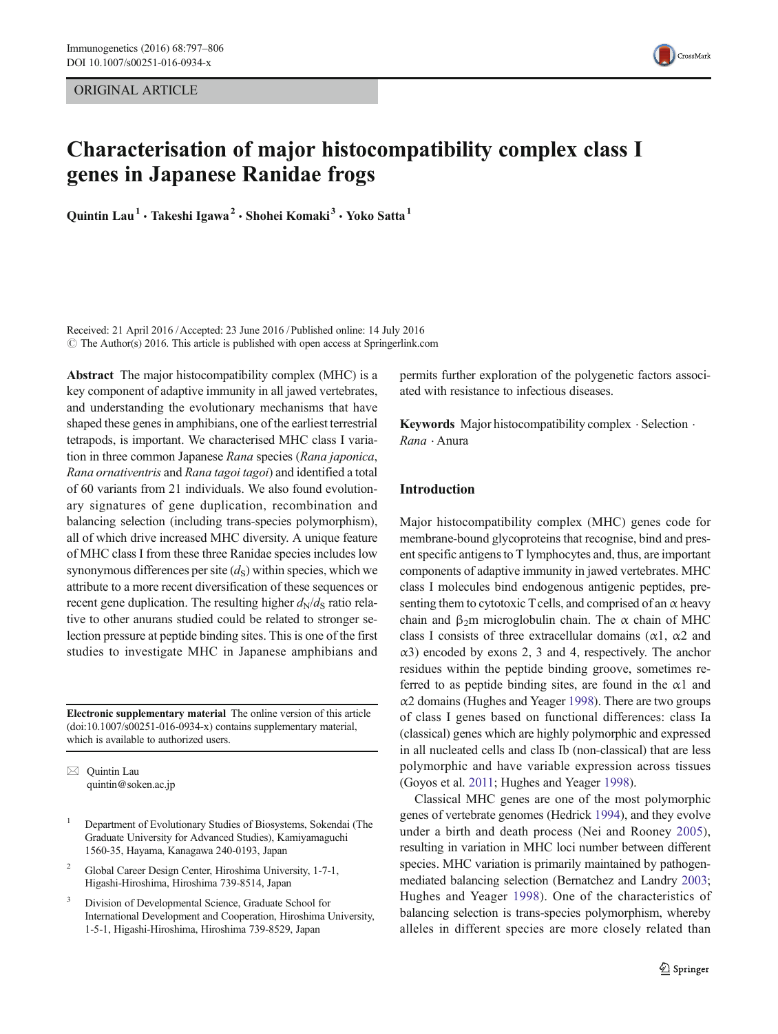ORIGINAL ARTICLE

# Characterisation of major histocompatibility complex class I genes in Japanese Ranidae frogs

Quintin Lau[1] · Takeshi Igawa[2] · Shohei Komaki[3] · Yoko Satta[1]

Received: 21 April 2016 / Accepted: 23 June 2016 / Published online: 14 July 2016
© The Author(s) 2016. This article is published with open access at Springerlink.com

**Abstract** The major histocompatibility complex (MHC) is a key component of adaptive immunity in all jawed vertebrates, and understanding the evolutionary mechanisms that have shaped these genes in amphibians, one of the earliest terrestrial tetrapods, is important. We characterised MHC class I variation in three common Japanese *Rana* species (*Rana japonica*, *Rana ornativentris* and *Rana tagoi tagoi*) and identified a total of 60 variants from 21 individuals. We also found evolutionary signatures of gene duplication, recombination and balancing selection (including trans-species polymorphism), all of which drive increased MHC diversity. A unique feature of MHC class I from these three Ranidae species includes low synonymous differences per site ($d_S$) within species, which we attribute to a more recent diversification of these sequences or recent gene duplication. The resulting higher $d_N/d_S$ ratio relative to other anurans studied could be related to stronger selection pressure at peptide binding sites. This is one of the first studies to investigate MHC in Japanese amphibians and permits further exploration of the polygenetic factors associated with resistance to infectious diseases.

**Keywords** Major histocompatibility complex · Selection · *Rana* · Anura

**Electronic supplementary material** The online version of this article (doi:10.1007/s00251-016-0934-x) contains supplementary material, which is available to authorized users.

✉ Quintin Lau
quintin@soken.ac.jp

[1] Department of Evolutionary Studies of Biosystems, Sokendai (The Graduate University for Advanced Studies), Kamiyamaguchi 1560-35, Hayama, Kanagawa 240-0193, Japan

[2] Global Career Design Center, Hiroshima University, 1-7-1, Higashi-Hiroshima, Hiroshima 739-8514, Japan

[3] Division of Developmental Science, Graduate School for International Development and Cooperation, Hiroshima University, 1-5-1, Higashi-Hiroshima, Hiroshima 739-8529, Japan

## Introduction

Major histocompatibility complex (MHC) genes code for membrane-bound glycoproteins that recognise, bind and present specific antigens to T lymphocytes and, thus, are important components of adaptive immunity in jawed vertebrates. MHC class I molecules bind endogenous antigenic peptides, presenting them to cytotoxic T cells, and comprised of an α heavy chain and $\beta_2$m microglobulin chain. The α chain of MHC class I consists of three extracellular domains (α1, α2 and α3) encoded by exons 2, 3 and 4, respectively. The anchor residues within the peptide binding groove, sometimes referred to as peptide binding sites, are found in the α1 and α2 domains (Hughes and Yeager 1998). There are two groups of class I genes based on functional differences: class Ia (classical) genes which are highly polymorphic and expressed in all nucleated cells and class Ib (non-classical) that are less polymorphic and have variable expression across tissues (Goyos et al. 2011; Hughes and Yeager 1998).

Classical MHC genes are one of the most polymorphic genes of vertebrate genomes (Hedrick 1994), and they evolve under a birth and death process (Nei and Rooney 2005), resulting in variation in MHC loci number between different species. MHC variation is primarily maintained by pathogen-mediated balancing selection (Bernatchez and Landry 2003; Hughes and Yeager 1998). One of the characteristics of balancing selection is trans-species polymorphism, whereby alleles in different species are more closely related than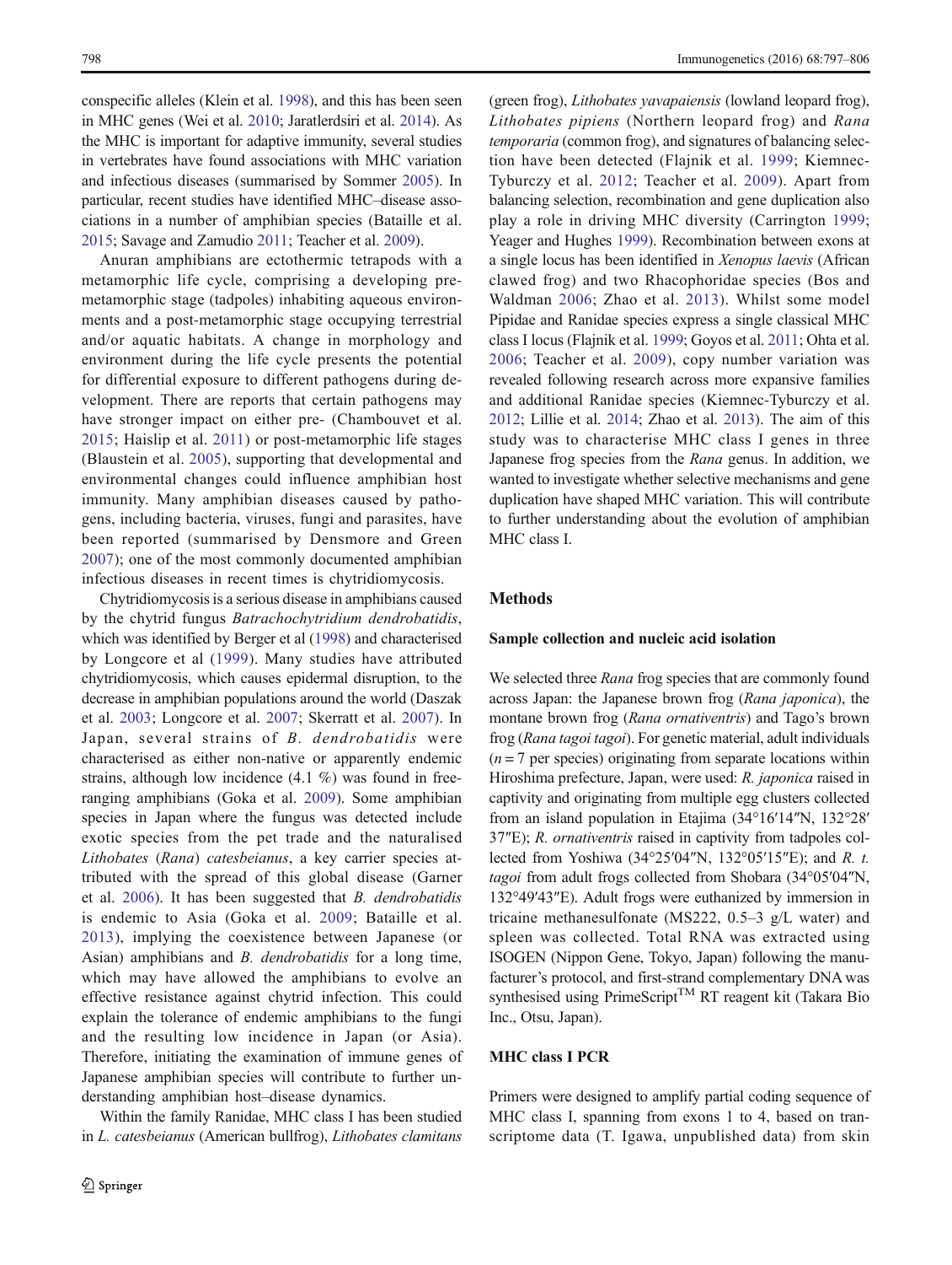conspecific alleles (Klein et al. 1998), and this has been seen in MHC genes (Wei et al. 2010; Jaratlerdsiri et al. 2014). As the MHC is important for adaptive immunity, several studies in vertebrates have found associations with MHC variation and infectious diseases (summarised by Sommer 2005). In particular, recent studies have identified MHC–disease associations in a number of amphibian species (Bataille et al. 2015; Savage and Zamudio 2011; Teacher et al. 2009).

Anuran amphibians are ectothermic tetrapods with a metamorphic life cycle, comprising a developing pre-metamorphic stage (tadpoles) inhabiting aqueous environments and a post-metamorphic stage occupying terrestrial and/or aquatic habitats. A change in morphology and environment during the life cycle presents the potential for differential exposure to different pathogens during development. There are reports that certain pathogens may have stronger impact on either pre- (Chambouvet et al. 2015; Haislip et al. 2011) or post-metamorphic life stages (Blaustein et al. 2005), supporting that developmental and environmental changes could influence amphibian host immunity. Many amphibian diseases caused by pathogens, including bacteria, viruses, fungi and parasites, have been reported (summarised by Densmore and Green 2007); one of the most commonly documented amphibian infectious diseases in recent times is chytridiomycosis.

Chytridiomycosis is a serious disease in amphibians caused by the chytrid fungus *Batrachochytrium dendrobatidis*, which was identified by Berger et al (1998) and characterised by Longcore et al (1999). Many studies have attributed chytridiomycosis, which causes epidermal disruption, to the decrease in amphibian populations around the world (Daszak et al. 2003; Longcore et al. 2007; Skerratt et al. 2007). In Japan, several strains of *B. dendrobatidis* were characterised as either non-native or apparently endemic strains, although low incidence (4.1 %) was found in free-ranging amphibians (Goka et al. 2009). Some amphibian species in Japan where the fungus was detected include exotic species from the pet trade and the naturalised *Lithobates* (*Rana*) *catesbeianus*, a key carrier species attributed with the spread of this global disease (Garner et al. 2006). It has been suggested that *B. dendrobatidis* is endemic to Asia (Goka et al. 2009; Bataille et al. 2013), implying the coexistence between Japanese (or Asian) amphibians and *B. dendrobatidis* for a long time, which may have allowed the amphibians to evolve an effective resistance against chytrid infection. This could explain the tolerance of endemic amphibians to the fungi and the resulting low incidence in Japan (or Asia). Therefore, initiating the examination of immune genes of Japanese amphibian species will contribute to further understanding amphibian host–disease dynamics.

Within the family Ranidae, MHC class I has been studied in *L. catesbeianus* (American bullfrog), *Lithobates clamitans* (green frog), *Lithobates yavapaiensis* (lowland leopard frog), *Lithobates pipiens* (Northern leopard frog) and *Rana temporaria* (common frog), and signatures of balancing selection have been detected (Flajnik et al. 1999; Kiemnec-Tyburczy et al. 2012; Teacher et al. 2009). Apart from balancing selection, recombination and gene duplication also play a role in driving MHC diversity (Carrington 1999; Yeager and Hughes 1999). Recombination between exons at a single locus has been identified in *Xenopus laevis* (African clawed frog) and two Rhacophoridae species (Bos and Waldman 2006; Zhao et al. 2013). Whilst some model Pipidae and Ranidae species express a single classical MHC class I locus (Flajnik et al. 1999; Goyos et al. 2011; Ohta et al. 2006; Teacher et al. 2009), copy number variation was revealed following research across more expansive families and additional Ranidae species (Kiemnec-Tyburczy et al. 2012; Lillie et al. 2014; Zhao et al. 2013). The aim of this study was to characterise MHC class I genes in three Japanese frog species from the *Rana* genus. In addition, we wanted to investigate whether selective mechanisms and gene duplication have shaped MHC variation. This will contribute to further understanding about the evolution of amphibian MHC class I.

## Methods

### Sample collection and nucleic acid isolation

We selected three *Rana* frog species that are commonly found across Japan: the Japanese brown frog (*Rana japonica*), the montane brown frog (*Rana ornativentris*) and Tago's brown frog (*Rana tagoi tagoi*). For genetic material, adult individuals ($n = 7$ per species) originating from separate locations within Hiroshima prefecture, Japan, were used: *R. japonica* raised in captivity and originating from multiple egg clusters collected from an island population in Etajima (34°16′14″N, 132°28′37″E); *R. ornativentris* raised in captivity from tadpoles collected from Yoshiwa (34°25′04″N, 132°05′15″E); and *R. t. tagoi* from adult frogs collected from Shobara (34°05′04″N, 132°49′43″E). Adult frogs were euthanized by immersion in tricaine methanesulfonate (MS222, 0.5–3 g/L water) and spleen was collected. Total RNA was extracted using ISOGEN (Nippon Gene, Tokyo, Japan) following the manufacturer's protocol, and first-strand complementary DNA was synthesised using PrimeScript™ RT reagent kit (Takara Bio Inc., Otsu, Japan).

### MHC class I PCR

Primers were designed to amplify partial coding sequence of MHC class I, spanning from exons 1 to 4, based on transcriptome data (T. Igawa, unpublished data) from skin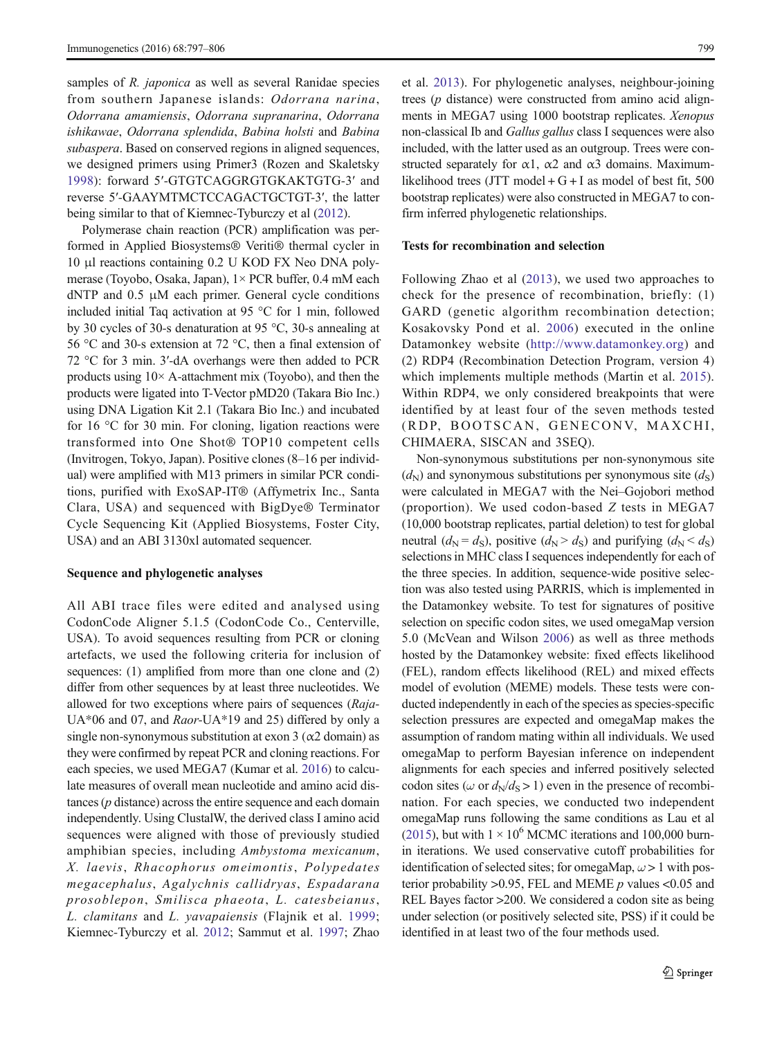samples of *R. japonica* as well as several Ranidae species from southern Japanese islands: *Odorrana narina*, *Odorrana amamiensis*, *Odorrana supranarina*, *Odorrana ishikawae*, *Odorrana splendida*, *Babina holsti* and *Babina subaspera*. Based on conserved regions in aligned sequences, we designed primers using Primer3 (Rozen and Skaletsky 1998): forward 5′-GTGTCAGGRGTGKAKTGTG-3′ and reverse 5′-GAAYMTMCTCCAGACTGCTGT-3′, the latter being similar to that of Kiemnec-Tyburczy et al (2012).

Polymerase chain reaction (PCR) amplification was performed in Applied Biosystems® Veriti® thermal cycler in 10 μl reactions containing 0.2 U KOD FX Neo DNA polymerase (Toyobo, Osaka, Japan), 1× PCR buffer, 0.4 mM each dNTP and 0.5 μM each primer. General cycle conditions included initial Taq activation at 95 °C for 1 min, followed by 30 cycles of 30-s denaturation at 95 °C, 30-s annealing at 56 °C and 30-s extension at 72 °C, then a final extension of 72 °C for 3 min. 3′-dA overhangs were then added to PCR products using 10× A-attachment mix (Toyobo), and then the products were ligated into T-Vector pMD20 (Takara Bio Inc.) using DNA Ligation Kit 2.1 (Takara Bio Inc.) and incubated for 16 °C for 30 min. For cloning, ligation reactions were transformed into One Shot® TOP10 competent cells (Invitrogen, Tokyo, Japan). Positive clones (8–16 per individual) were amplified with M13 primers in similar PCR conditions, purified with ExoSAP-IT® (Affymetrix Inc., Santa Clara, USA) and sequenced with BigDye® Terminator Cycle Sequencing Kit (Applied Biosystems, Foster City, USA) and an ABI 3130xl automated sequencer.

**Sequence and phylogenetic analyses**

All ABI trace files were edited and analysed using CodonCode Aligner 5.1.5 (CodonCode Co., Centerville, USA). To avoid sequences resulting from PCR or cloning artefacts, we used the following criteria for inclusion of sequences: (1) amplified from more than one clone and (2) differ from other sequences by at least three nucleotides. We allowed for two exceptions where pairs of sequences (*Raja*-UA*06 and 07, and *Raor*-UA*19 and 25) differed by only a single non-synonymous substitution at exon 3 (α2 domain) as they were confirmed by repeat PCR and cloning reactions. For each species, we used MEGA7 (Kumar et al. 2016) to calculate measures of overall mean nucleotide and amino acid distances (*p* distance) across the entire sequence and each domain independently. Using ClustalW, the derived class I amino acid sequences were aligned with those of previously studied amphibian species, including *Ambystoma mexicanum*, *X. laevis*, *Rhacophorus omeimontis*, *Polypedates megacephalus*, *Agalychnis callidryas*, *Espadarana prosoblepon*, *Smilisca phaeota*, *L. catesbeianus*, *L. clamitans* and *L. yavapaiensis* (Flajnik et al. 1999; Kiemnec-Tyburczy et al. 2012; Sammut et al. 1997; Zhao et al. 2013). For phylogenetic analyses, neighbour-joining trees (*p* distance) were constructed from amino acid alignments in MEGA7 using 1000 bootstrap replicates. *Xenopus* non-classical Ib and *Gallus gallus* class I sequences were also included, with the latter used as an outgroup. Trees were constructed separately for α1, α2 and α3 domains. Maximum-likelihood trees (JTT model + G + I as model of best fit, 500 bootstrap replicates) were also constructed in MEGA7 to confirm inferred phylogenetic relationships.

**Tests for recombination and selection**

Following Zhao et al (2013), we used two approaches to check for the presence of recombination, briefly: (1) GARD (genetic algorithm recombination detection; Kosakovsky Pond et al. 2006) executed in the online Datamonkey website (http://www.datamonkey.org) and (2) RDP4 (Recombination Detection Program, version 4) which implements multiple methods (Martin et al. 2015). Within RDP4, we only considered breakpoints that were identified by at least four of the seven methods tested (RDP, BOOTSCAN, GENECONV, MAXCHI, CHIMAERA, SISCAN and 3SEQ).

Non-synonymous substitutions per non-synonymous site ($d_N$) and synonymous substitutions per synonymous site ($d_S$) were calculated in MEGA7 with the Nei–Gojobori method (proportion). We used codon-based *Z* tests in MEGA7 (10,000 bootstrap replicates, partial deletion) to test for global neutral ($d_N = d_S$), positive ($d_N > d_S$) and purifying ($d_N < d_S$) selections in MHC class I sequences independently for each of the three species. In addition, sequence-wide positive selection was also tested using PARRIS, which is implemented in the Datamonkey website. To test for signatures of positive selection on specific codon sites, we used omegaMap version 5.0 (McVean and Wilson 2006) as well as three methods hosted by the Datamonkey website: fixed effects likelihood (FEL), random effects likelihood (REL) and mixed effects model of evolution (MEME) models. These tests were conducted independently in each of the species as species-specific selection pressures are expected and omegaMap makes the assumption of random mating within all individuals. We used omegaMap to perform Bayesian inference on independent alignments for each species and inferred positively selected codon sites ($\omega$ or $d_N/d_S > 1$) even in the presence of recombination. For each species, we conducted two independent omegaMap runs following the same conditions as Lau et al (2015), but with $1 \times 10^6$ MCMC iterations and 100,000 burn-in iterations. We used conservative cutoff probabilities for identification of selected sites; for omegaMap, $\omega > 1$ with posterior probability >0.95, FEL and MEME *p* values <0.05 and REL Bayes factor >200. We considered a codon site as being under selection (or positively selected site, PSS) if it could be identified in at least two of the four methods used.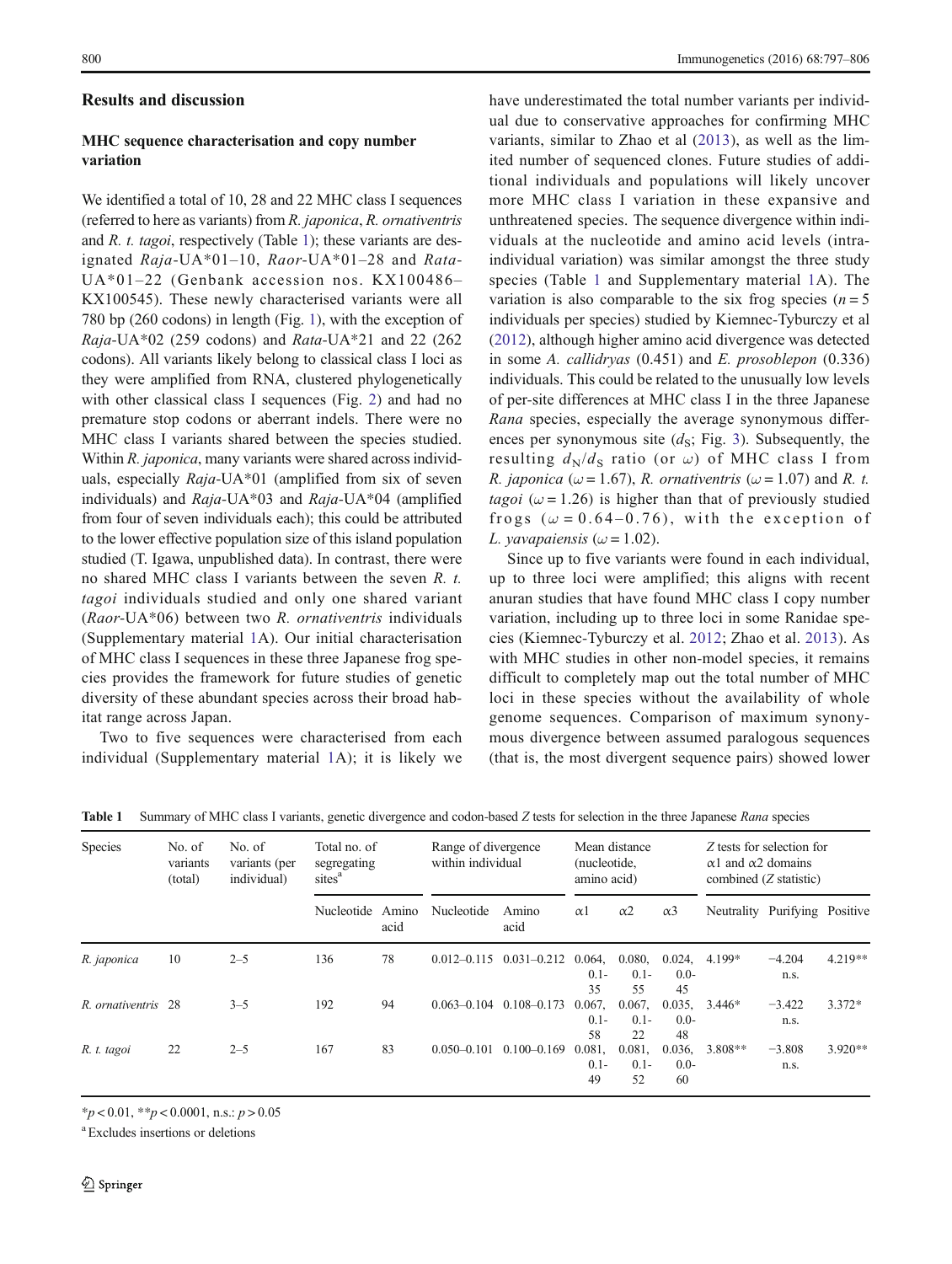## Results and discussion

### MHC sequence characterisation and copy number variation

We identified a total of 10, 28 and 22 MHC class I sequences (referred to here as variants) from *R. japonica*, *R. ornativentris* and *R. t. tagoi*, respectively (Table 1); these variants are designated *Raja*-UA*01–10, *Raor*-UA*01–28 and *Rata*-UA*01–22 (Genbank accession nos. KX100486–KX100545). These newly characterised variants were all 780 bp (260 codons) in length (Fig. 1), with the exception of *Raja*-UA*02 (259 codons) and *Rata*-UA*21 and 22 (262 codons). All variants likely belong to classical class I loci as they were amplified from RNA, clustered phylogenetically with other classical class I sequences (Fig. 2) and had no premature stop codons or aberrant indels. There were no MHC class I variants shared between the species studied. Within *R. japonica*, many variants were shared across individuals, especially *Raja*-UA*01 (amplified from six of seven individuals) and *Raja*-UA*03 and *Raja*-UA*04 (amplified from four of seven individuals each); this could be attributed to the lower effective population size of this island population studied (T. Igawa, unpublished data). In contrast, there were no shared MHC class I variants between the seven *R. t. tagoi* individuals studied and only one shared variant (*Raor*-UA*06) between two *R. ornativentris* individuals (Supplementary material 1A). Our initial characterisation of MHC class I sequences in these three Japanese frog species provides the framework for future studies of genetic diversity of these abundant species across their broad habitat range across Japan.

Two to five sequences were characterised from each individual (Supplementary material 1A); it is likely we have underestimated the total number variants per individual due to conservative approaches for confirming MHC variants, similar to Zhao et al (2013), as well as the limited number of sequenced clones. Future studies of additional individuals and populations will likely uncover more MHC class I variation in these expansive and unthreatened species. The sequence divergence within individuals at the nucleotide and amino acid levels (intra-individual variation) was similar amongst the three study species (Table 1 and Supplementary material 1A). The variation is also comparable to the six frog species ($n = 5$ individuals per species) studied by Kiemnec-Tyburczy et al (2012), although higher amino acid divergence was detected in some *A. callidryas* (0.451) and *E. prosoblepon* (0.336) individuals. This could be related to the unusually low levels of per-site differences at MHC class I in the three Japanese *Rana* species, especially the average synonymous differences per synonymous site ($d_S$; Fig. 3). Subsequently, the resulting $d_N/d_S$ ratio (or $\omega$) of MHC class I from *R. japonica* ($\omega = 1.67$), *R. ornativentris* ($\omega = 1.07$) and *R. t. tagoi* ($\omega = 1.26$) is higher than that of previously studied frogs ($\omega = 0.64$–$0.76$), with the exception of *L. yavapaiensis* ($\omega = 1.02$).

Since up to five variants were found in each individual, up to three loci were amplified; this aligns with recent anuran studies that have found MHC class I copy number variation, including up to three loci in some Ranidae species (Kiemnec-Tyburczy et al. 2012; Zhao et al. 2013). As with MHC studies in other non-model species, it remains difficult to completely map out the total number of MHC loci in these species without the availability of whole genome sequences. Comparison of maximum synonymous divergence between assumed paralogous sequences (that is, the most divergent sequence pairs) showed lower

**Table 1** Summary of MHC class I variants, genetic divergence and codon-based *Z* tests for selection in the three Japanese *Rana* species

| Species | No. of variants (total) | No. of variants (per individual) | Total no. of segregating sites[a] | | Range of divergence within individual | | Mean distance (nucleotide, amino acid) | | | *Z* tests for selection for α1 and α2 domains combined (*Z* statistic) | | |
|---|---|---|---|---|---|---|---|---|---|---|---|---|
| | | | Nucleotide | Amino acid | Nucleotide | Amino acid | α1 | α2 | α3 | Neutrality | Purifying | Positive |
| *R. japonica* | 10 | 2–5 | 136 | 78 | 0.012–0.115 | 0.031–0.212 | 0.064, 0.1-35 | 0.080, 0.1-55 | 0.024, 0.0-45 | 4.199* | −4.204 n.s. | 4.219** |
| *R. ornativentris* | 28 | 3–5 | 192 | 94 | 0.063–0.104 | 0.108–0.173 | 0.067, 0.1-58 | 0.067, 0.1-22 | 0.035, 0.0-48 | 3.446* | −3.422 n.s. | 3.372* |
| *R. t. tagoi* | 22 | 2–5 | 167 | 83 | 0.050–0.101 | 0.100–0.169 | 0.081, 0.1-49 | 0.081, 0.1-52 | 0.036, 0.0-60 | 3.808** | −3.808 n.s. | 3.920** |

*$p < 0.01$, **$p < 0.0001$, n.s.: $p > 0.05$

[a] Excludes insertions or deletions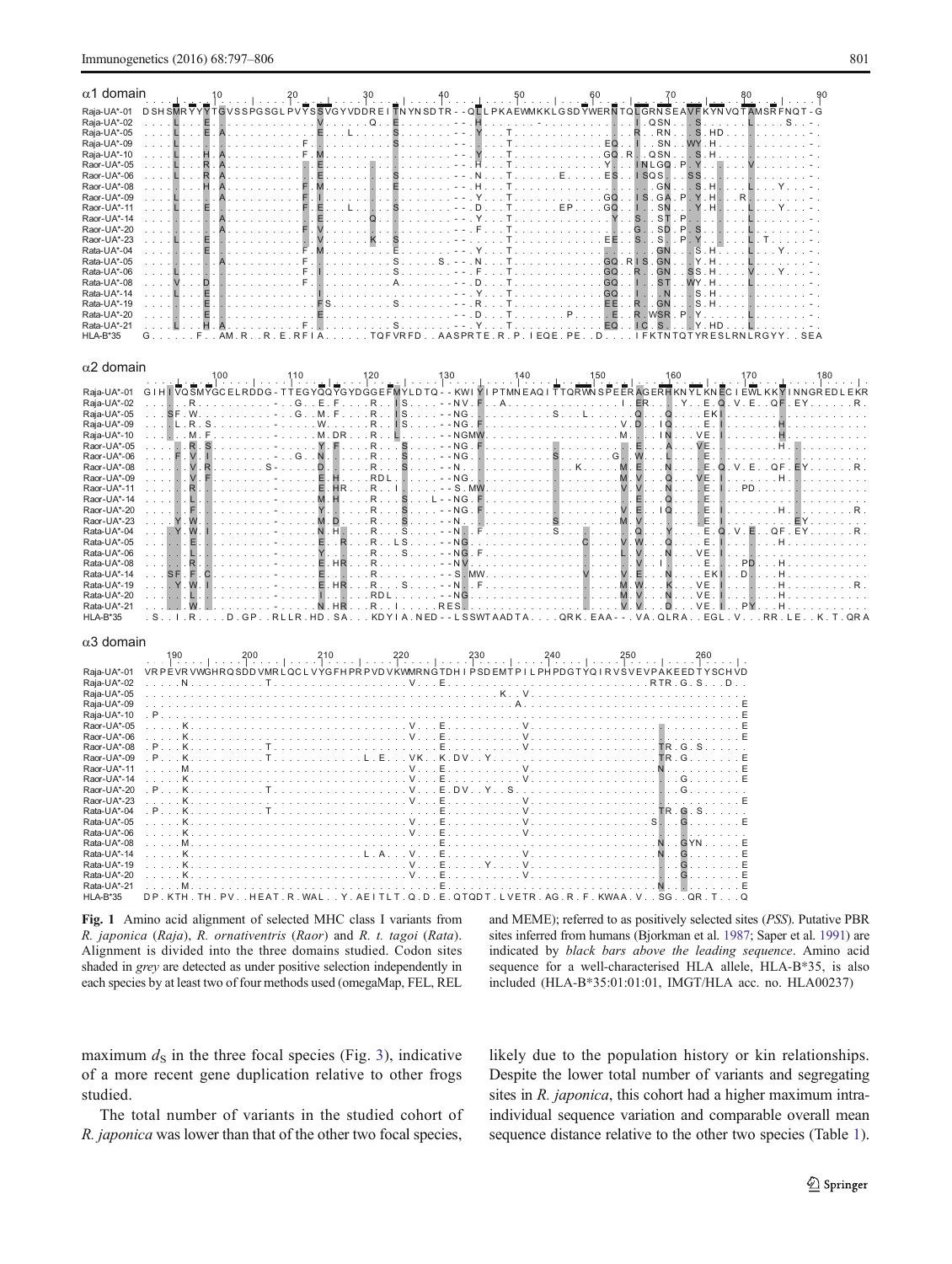**Fig. 1** Amino acid alignment of selected MHC class I variants from *R. japonica* (*Raja*), *R. ornativentris* (*Raor*) and *R. t. tagoi* (*Rata*). Alignment is divided into the three domains studied. Codon sites shaded in *grey* are detected as under positive selection independently in each species by at least two of four methods used (omegaMap, FEL, REL and MEME); referred to as positively selected sites (*PSS*). Putative PBR sites inferred from humans (Bjorkman et al. 1987; Saper et al. 1991) are indicated by *black bars above the leading sequence*. Amino acid sequence for a well-characterised HLA allele, HLA-B*35, is also included (HLA-B*35:01:01:01, IMGT/HLA acc. no. HLA00237)

maximum $d_S$ in the three focal species (Fig. 3), indicative of a more recent gene duplication relative to other frogs studied.

The total number of variants in the studied cohort of *R. japonica* was lower than that of the other two focal species, likely due to the population history or kin relationships. Despite the lower total number of variants and segregating sites in *R. japonica*, this cohort had a higher maximum intra-individual sequence variation and comparable overall mean sequence distance relative to the other two species (Table 1).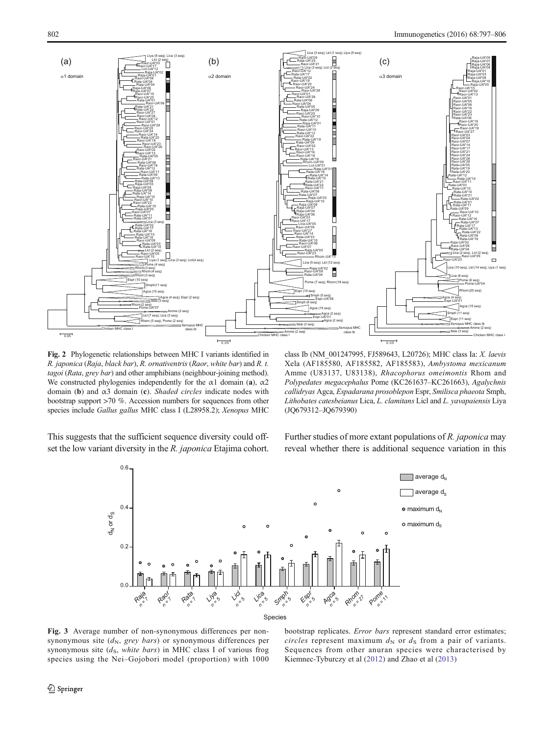**Fig. 2** Phylogenetic relationships between MHC I variants identified in *R. japonica* (*Raja*, *black bar*), *R. ornativentris* (*Raor*, *white bar*) and *R. t. tagoi* (*Rata*, *grey bar*) and other amphibians (neighbour-joining method). We constructed phylogenies independently for the α1 domain (**a**), α2 domain (**b**) and α3 domain (**c**). *Shaded circles* indicate nodes with bootstrap support >70 %. Accession numbers for sequences from other species include *Gallus gallus* MHC class I (L28958.2); *Xenopus* MHC class Ib (NM_001247995, FJ589643, L20726); MHC class Ia: *X. laevis* Xela (AF185580, AF185582, AF185583), *Ambystoma mexicanum* Amme (U83137, U83138), *Rhacophorus omeimontis* Rhom and *Polypedates megacephalus* Pome (KC261637–KC261663), *Agalychnis callidryas* Agca, *Espadarana prosoblepon* Espr, *Smilisca phaeota* Smph, *Lithobates catesbeianus* Lica, *L. clamitans* Licl and *L. yavapaiensis* Liya (JQ679312–JQ679390)

This suggests that the sufficient sequence diversity could offset the low variant diversity in the *R. japonica* Etajima cohort. Further studies of more extant populations of *R. japonica* may reveal whether there is additional sequence variation in this

**Fig. 3** Average number of non-synonymous differences per non-synonymous site ($d_N$, *grey bars*) or synonymous differences per synonymous site ($d_S$, *white bars*) in MHC class I of various frog species using the Nei–Gojobori model (proportion) with 1000 bootstrap replicates. *Error bars* represent standard error estimates; *circles* represent maximum $d_N$ or $d_S$ from a pair of variants. Sequences from other anuran species were characterised by Kiemnec-Tyburczy et al (2012) and Zhao et al (2013)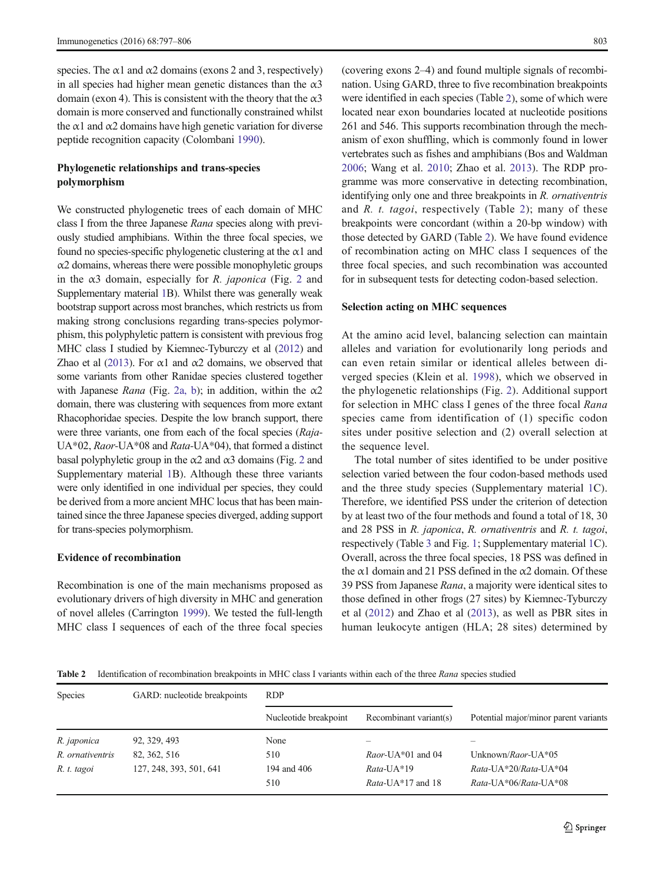species. The α1 and α2 domains (exons 2 and 3, respectively) in all species had higher mean genetic distances than the α3 domain (exon 4). This is consistent with the theory that the α3 domain is more conserved and functionally constrained whilst the α1 and α2 domains have high genetic variation for diverse peptide recognition capacity (Colombani 1990).

### Phylogenetic relationships and trans-species polymorphism

We constructed phylogenetic trees of each domain of MHC class I from the three Japanese *Rana* species along with previously studied amphibians. Within the three focal species, we found no species-specific phylogenetic clustering at the α1 and α2 domains, whereas there were possible monophyletic groups in the α3 domain, especially for *R. japonica* (Fig. 2 and Supplementary material 1B). Whilst there was generally weak bootstrap support across most branches, which restricts us from making strong conclusions regarding trans-species polymorphism, this polyphyletic pattern is consistent with previous frog MHC class I studied by Kiemnec-Tyburczy et al (2012) and Zhao et al (2013). For α1 and α2 domains, we observed that some variants from other Ranidae species clustered together with Japanese *Rana* (Fig. 2a, b); in addition, within the α2 domain, there was clustering with sequences from more extant Rhacophoridae species. Despite the low branch support, there were three variants, one from each of the focal species (*Raja*-UA*02, *Raor*-UA*08 and *Rata*-UA*04), that formed a distinct basal polyphyletic group in the α2 and α3 domains (Fig. 2 and Supplementary material 1B). Although these three variants were only identified in one individual per species, they could be derived from a more ancient MHC locus that has been maintained since the three Japanese species diverged, adding support for trans-species polymorphism.

### Evidence of recombination

Recombination is one of the main mechanisms proposed as evolutionary drivers of high diversity in MHC and generation of novel alleles (Carrington 1999). We tested the full-length MHC class I sequences of each of the three focal species (covering exons 2–4) and found multiple signals of recombination. Using GARD, three to five recombination breakpoints were identified in each species (Table 2), some of which were located near exon boundaries located at nucleotide positions 261 and 546. This supports recombination through the mechanism of exon shuffling, which is commonly found in lower vertebrates such as fishes and amphibians (Bos and Waldman 2006; Wang et al. 2010; Zhao et al. 2013). The RDP programme was more conservative in detecting recombination, identifying only one and three breakpoints in *R. ornativentris* and *R. t. tagoi*, respectively (Table 2); many of these breakpoints were concordant (within a 20-bp window) with those detected by GARD (Table 2). We have found evidence of recombination acting on MHC class I sequences of the three focal species, and such recombination was accounted for in subsequent tests for detecting codon-based selection.

### Selection acting on MHC sequences

At the amino acid level, balancing selection can maintain alleles and variation for evolutionarily long periods and can even retain similar or identical alleles between diverged species (Klein et al. 1998), which we observed in the phylogenetic relationships (Fig. 2). Additional support for selection in MHC class I genes of the three focal *Rana* species came from identification of (1) specific codon sites under positive selection and (2) overall selection at the sequence level.

The total number of sites identified to be under positive selection varied between the four codon-based methods used and the three study species (Supplementary material 1C). Therefore, we identified PSS under the criterion of detection by at least two of the four methods and found a total of 18, 30 and 28 PSS in *R. japonica*, *R. ornativentris* and *R. t. tagoi*, respectively (Table 3 and Fig. 1; Supplementary material 1C). Overall, across the three focal species, 18 PSS was defined in the α1 domain and 21 PSS defined in the α2 domain. Of these 39 PSS from Japanese *Rana*, a majority were identical sites to those defined in other frogs (27 sites) by Kiemnec-Tyburczy et al (2012) and Zhao et al (2013), as well as PBR sites in human leukocyte antigen (HLA; 28 sites) determined by

**Table 2** Identification of recombination breakpoints in MHC class I variants within each of the three *Rana* species studied

| Species | GARD: nucleotide breakpoints | RDP | | |
|---|---|---|---|---|
| | | Nucleotide breakpoint | Recombinant variant(s) | Potential major/minor parent variants |
| *R. japonica* | 92, 329, 493 | None | – | – |
| *R. ornativentris* | 82, 362, 516 | 510 | *Raor*-UA*01 and 04 | Unknown/*Raor*-UA*05 |
| *R. t. tagoi* | 127, 248, 393, 501, 641 | 194 and 406 | *Rata*-UA*19 | *Rata*-UA*20/*Rata*-UA*04 |
| | | 510 | *Rata*-UA*17 and 18 | *Rata*-UA*06/*Rata*-UA*08 |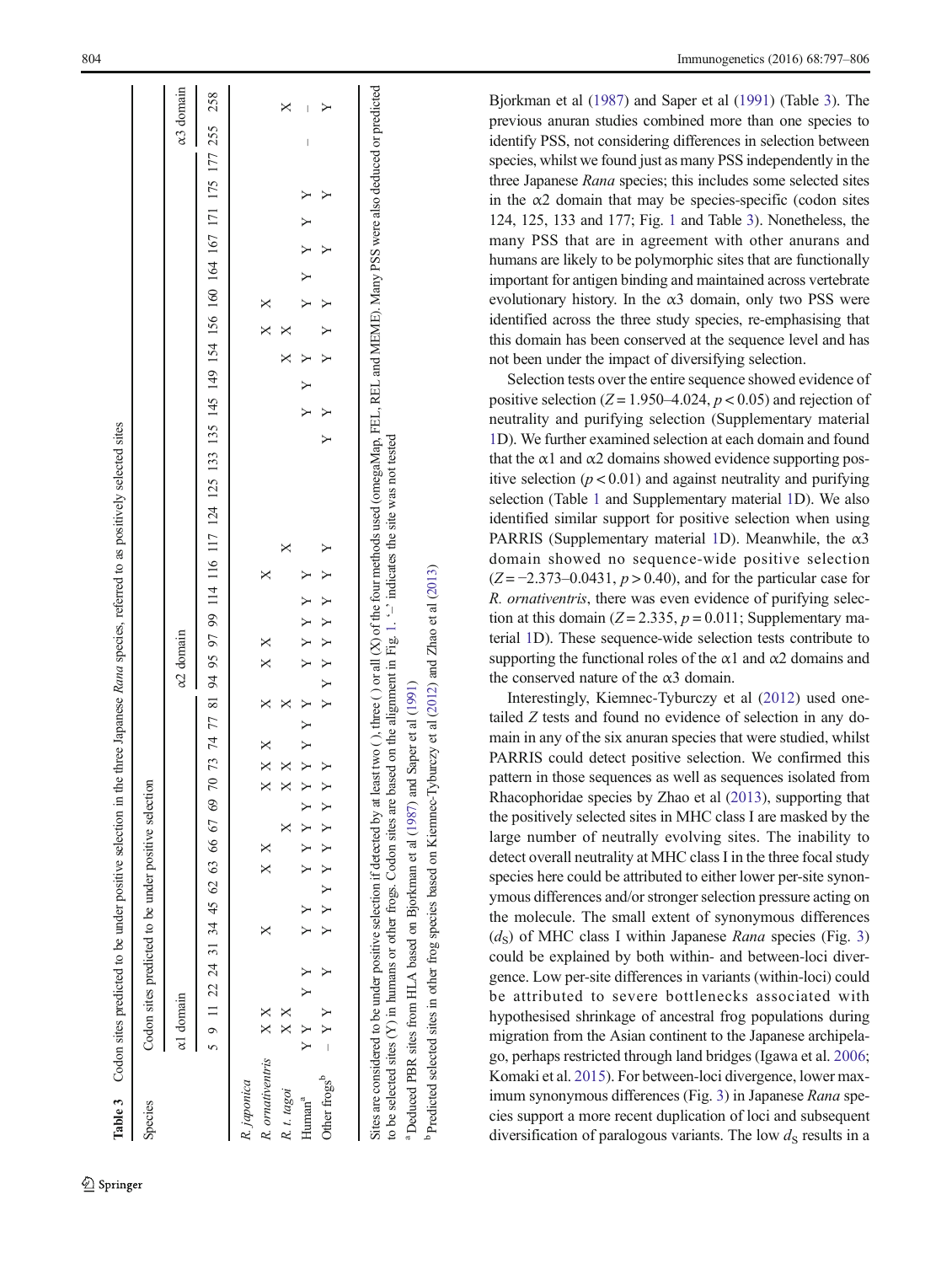**Table 3** Codon sites predicted to be under positive selection in the three Japanese *Rana* species, referred to as positively selected sites

| Species | Codon sites predicted to be under positive selection | | | | | | | | | | | | | | | | | | | | | | | | | | | | | | | | | | | | | | | | |
|---|---|---|---|---|---|---|---|---|---|---|---|---|---|---|---|---|---|---|---|---|---|---|---|---|---|---|---|---|---|---|---|---|---|---|---|---|---|---|---|---|---|
| | α1 domain | | | | | | | | | | | | | | | | | | α2 domain | | | | | | | | | | | | | | | | | | | | | α3 domain | |
| | 5 | 9 | 11 | 22 | 24 | 31 | 34 | 45 | 62 | 63 | 66 | 67 | 69 | 70 | 73 | 74 | 77 | 81 | 94 | 95 | 97 | 99 | 114 | 116 | 117 | 124 | 125 | 133 | 135 | 145 | 149 | 154 | 156 | 160 | 164 | 167 | 171 | 175 | 177 | 255 | 258 |
| *R. japonica* | | | | | | | | | | | | | | | | | | | | | | | | | | | | | | | | | | | | | | | | | |
| *R. ornativentris* | X | X | | | | X | | | | X | X | | | | X | X | X | X | | X | X | | | X | | | | | | | | | X | X | | | | | | | |
| *R. t. tagoi* | X | X | | | | | | | | | | | X | | X | X | | X | | | | | | | X | | | | | | | X | X | | | | | | | | X |
| Human[a] | Y | Y | | Y | Y | | | Y | Y | Y | Y | Y | Y | Y | Y | Y | Y | Y | | Y | Y | Y | Y | Y | | | | | | Y | Y | Y | | Y | Y | Y | Y | Y | | – | – |
| Other frogs[b] | – | Y | Y | | Y | | Y | Y | Y | Y | Y | Y | Y | Y | Y | | | | Y | Y | Y | Y | Y | Y | Y | | | | | Y | Y | Y | Y | Y | | Y | | Y | | | Y |

Sites are considered to be under positive selection if detected by at least two ( ), three ( ) or all (X) of the four methods used (omegaMap, FEL, REL and MEME). Many PSS were also deduced or predicted to be selected sites (Y) in humans or other frogs. Codon sites are based on the alignment in Fig. 1. '–' indicates the site was not tested

[a] Deduced PBR sites from HLA based on Bjorkman et al (1987) and Saper et al (1991)

[b] Predicted selected sites in other frog species based on Kiemnec-Tyburczy et al (2012) and Zhao et al (2013)

Bjorkman et al (1987) and Saper et al (1991) (Table 3). The previous anuran studies combined more than one species to identify PSS, not considering differences in selection between species, whilst we found just as many PSS independently in the three Japanese *Rana* species; this includes some selected sites in the α2 domain that may be species-specific (codon sites 124, 125, 133 and 177; Fig. 1 and Table 3). Nonetheless, the many PSS that are in agreement with other anurans and humans are likely to be polymorphic sites that are functionally important for antigen binding and maintained across vertebrate evolutionary history. In the α3 domain, only two PSS were identified across the three study species, re-emphasising that this domain has been conserved at the sequence level and has not been under the impact of diversifying selection.

Selection tests over the entire sequence showed evidence of positive selection ($Z = 1.950$–$4.024$, $p < 0.05$) and rejection of neutrality and purifying selection (Supplementary material 1D). We further examined selection at each domain and found that the α1 and α2 domains showed evidence supporting positive selection ($p < 0.01$) and against neutrality and purifying selection (Table 1 and Supplementary material 1D). We also identified similar support for positive selection when using PARRIS (Supplementary material 1D). Meanwhile, the α3 domain showed no sequence-wide positive selection ($Z = -2.373$–$0.0431$, $p > 0.40$), and for the particular case for *R. ornativentris*, there was even evidence of purifying selection at this domain ($Z = 2.335$, $p = 0.011$; Supplementary material 1D). These sequence-wide selection tests contribute to supporting the functional roles of the α1 and α2 domains and the conserved nature of the α3 domain.

Interestingly, Kiemnec-Tyburczy et al (2012) used one-tailed *Z* tests and found no evidence of selection in any domain in any of the six anuran species that were studied, whilst PARRIS could detect positive selection. We confirmed this pattern in those sequences as well as sequences isolated from Rhacophoridae species by Zhao et al (2013), supporting that the positively selected sites in MHC class I are masked by the large number of neutrally evolving sites. The inability to detect overall neutrality at MHC class I in the three focal study species here could be attributed to either lower per-site synonymous differences and/or stronger selection pressure acting on the molecule. The small extent of synonymous differences ($d_S$) of MHC class I within Japanese *Rana* species (Fig. 3) could be explained by both within- and between-loci divergence. Low per-site differences in variants (within-loci) could be attributed to severe bottlenecks associated with hypothesised shrinkage of ancestral frog populations during migration from the Asian continent to the Japanese archipelago, perhaps restricted through land bridges (Igawa et al. 2006; Komaki et al. 2015). For between-loci divergence, lower maximum synonymous differences (Fig. 3) in Japanese *Rana* species support a more recent duplication of loci and subsequent diversification of paralogous variants. The low $d_S$ results in a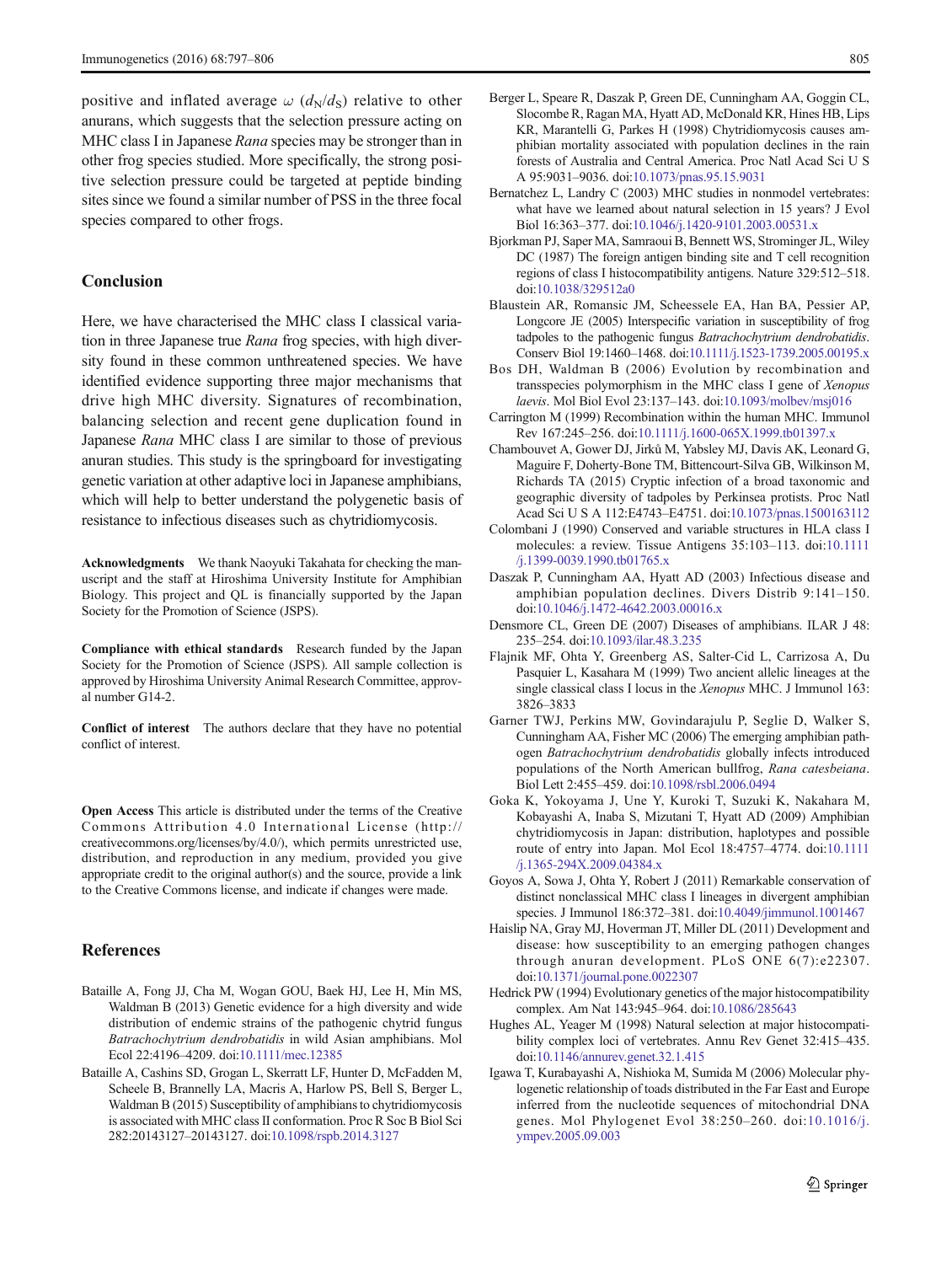positive and inflated average $\omega$ ($d_N/d_S$) relative to other anurans, which suggests that the selection pressure acting on MHC class I in Japanese *Rana* species may be stronger than in other frog species studied. More specifically, the strong positive selection pressure could be targeted at peptide binding sites since we found a similar number of PSS in the three focal species compared to other frogs.

## Conclusion

Here, we have characterised the MHC class I classical variation in three Japanese true *Rana* frog species, with high diversity found in these common unthreatened species. We have identified evidence supporting three major mechanisms that drive high MHC diversity. Signatures of recombination, balancing selection and recent gene duplication found in Japanese *Rana* MHC class I are similar to those of previous anuran studies. This study is the springboard for investigating genetic variation at other adaptive loci in Japanese amphibians, which will help to better understand the polygenetic basis of resistance to infectious diseases such as chytridiomycosis.

**Acknowledgments** We thank Naoyuki Takahata for checking the manuscript and the staff at Hiroshima University Institute for Amphibian Biology. This project and QL is financially supported by the Japan Society for the Promotion of Science (JSPS).

**Compliance with ethical standards** Research funded by the Japan Society for the Promotion of Science (JSPS). All sample collection is approved by Hiroshima University Animal Research Committee, approval number G14-2.

**Conflict of interest** The authors declare that they have no potential conflict of interest.

**Open Access** This article is distributed under the terms of the Creative Commons Attribution 4.0 International License (http://creativecommons.org/licenses/by/4.0/), which permits unrestricted use, distribution, and reproduction in any medium, provided you give appropriate credit to the original author(s) and the source, provide a link to the Creative Commons license, and indicate if changes were made.

## References

Bataille A, Fong JJ, Cha M, Wogan GOU, Baek HJ, Lee H, Min MS, Waldman B (2013) Genetic evidence for a high diversity and wide distribution of endemic strains of the pathogenic chytrid fungus *Batrachochytrium dendrobatidis* in wild Asian amphibians. Mol Ecol 22:4196–4209. doi:10.1111/mec.12385

Bataille A, Cashins SD, Grogan L, Skerratt LF, Hunter D, McFadden M, Scheele B, Brannelly LA, Macris A, Harlow PS, Bell S, Berger L, Waldman B (2015) Susceptibility of amphibians to chytridiomycosis is associated with MHC class II conformation. Proc R Soc B Biol Sci 282:20143127–20143127. doi:10.1098/rspb.2014.3127

Berger L, Speare R, Daszak P, Green DE, Cunningham AA, Goggin CL, Slocombe R, Ragan MA, Hyatt AD, McDonald KR, Hines HB, Lips KR, Marantelli G, Parkes H (1998) Chytridiomycosis causes amphibian mortality associated with population declines in the rain forests of Australia and Central America. Proc Natl Acad Sci U S A 95:9031–9036. doi:10.1073/pnas.95.15.9031

Bernatchez L, Landry C (2003) MHC studies in nonmodel vertebrates: what have we learned about natural selection in 15 years? J Evol Biol 16:363–377. doi:10.1046/j.1420-9101.2003.00531.x

Bjorkman PJ, Saper MA, Samraoui B, Bennett WS, Strominger JL, Wiley DC (1987) The foreign antigen binding site and T cell recognition regions of class I histocompatibility antigens. Nature 329:512–518. doi:10.1038/329512a0

Blaustein AR, Romansic JM, Scheessele EA, Han BA, Pessier AP, Longcore JE (2005) Interspecific variation in susceptibility of frog tadpoles to the pathogenic fungus *Batrachochytrium dendrobatidis*. Conserv Biol 19:1460–1468. doi:10.1111/j.1523-1739.2005.00195.x

Bos DH, Waldman B (2006) Evolution by recombination and transspecies polymorphism in the MHC class I gene of *Xenopus laevis*. Mol Biol Evol 23:137–143. doi:10.1093/molbev/msj016

Carrington M (1999) Recombination within the human MHC. Immunol Rev 167:245–256. doi:10.1111/j.1600-065X.1999.tb01397.x

Chambouvet A, Gower DJ, Jirků M, Yabsley MJ, Davis AK, Leonard G, Maguire F, Doherty-Bone TM, Bittencourt-Silva GB, Wilkinson M, Richards TA (2015) Cryptic infection of a broad taxonomic and geographic diversity of tadpoles by Perkinsea protists. Proc Natl Acad Sci U S A 112:E4743–E4751. doi:10.1073/pnas.1500163112

Colombani J (1990) Conserved and variable structures in HLA class I molecules: a review. Tissue Antigens 35:103–113. doi:10.1111/j.1399-0039.1990.tb01765.x

Daszak P, Cunningham AA, Hyatt AD (2003) Infectious disease and amphibian population declines. Divers Distrib 9:141–150. doi:10.1046/j.1472-4642.2003.00016.x

Densmore CL, Green DE (2007) Diseases of amphibians. ILAR J 48: 235–254. doi:10.1093/ilar.48.3.235

Flajnik MF, Ohta Y, Greenberg AS, Salter-Cid L, Carrizosa A, Du Pasquier L, Kasahara M (1999) Two ancient allelic lineages at the single classical class I locus in the *Xenopus* MHC. J Immunol 163: 3826–3833

Garner TWJ, Perkins MW, Govindarajulu P, Seglie D, Walker S, Cunningham AA, Fisher MC (2006) The emerging amphibian pathogen *Batrachochytrium dendrobatidis* globally infects introduced populations of the North American bullfrog, *Rana catesbeiana*. Biol Lett 2:455–459. doi:10.1098/rsbl.2006.0494

Goka K, Yokoyama J, Une Y, Kuroki T, Suzuki K, Nakahara M, Kobayashi A, Inaba S, Mizutani T, Hyatt AD (2009) Amphibian chytridiomycosis in Japan: distribution, haplotypes and possible route of entry into Japan. Mol Ecol 18:4757–4774. doi:10.1111/j.1365-294X.2009.04384.x

Goyos A, Sowa J, Ohta Y, Robert J (2011) Remarkable conservation of distinct nonclassical MHC class I lineages in divergent amphibian species. J Immunol 186:372–381. doi:10.4049/jimmunol.1001467

Haislip NA, Gray MJ, Hoverman JT, Miller DL (2011) Development and disease: how susceptibility to an emerging pathogen changes through anuran development. PLoS ONE 6(7):e22307. doi:10.1371/journal.pone.0022307

Hedrick PW (1994) Evolutionary genetics of the major histocompatibility complex. Am Nat 143:945–964. doi:10.1086/285643

Hughes AL, Yeager M (1998) Natural selection at major histocompatibility complex loci of vertebrates. Annu Rev Genet 32:415–435. doi:10.1146/annurev.genet.32.1.415

Igawa T, Kurabayashi A, Nishioka M, Sumida M (2006) Molecular phylogenetic relationship of toads distributed in the Far East and Europe inferred from the nucleotide sequences of mitochondrial DNA genes. Mol Phylogenet Evol 38:250–260. doi:10.1016/j.ympev.2005.09.003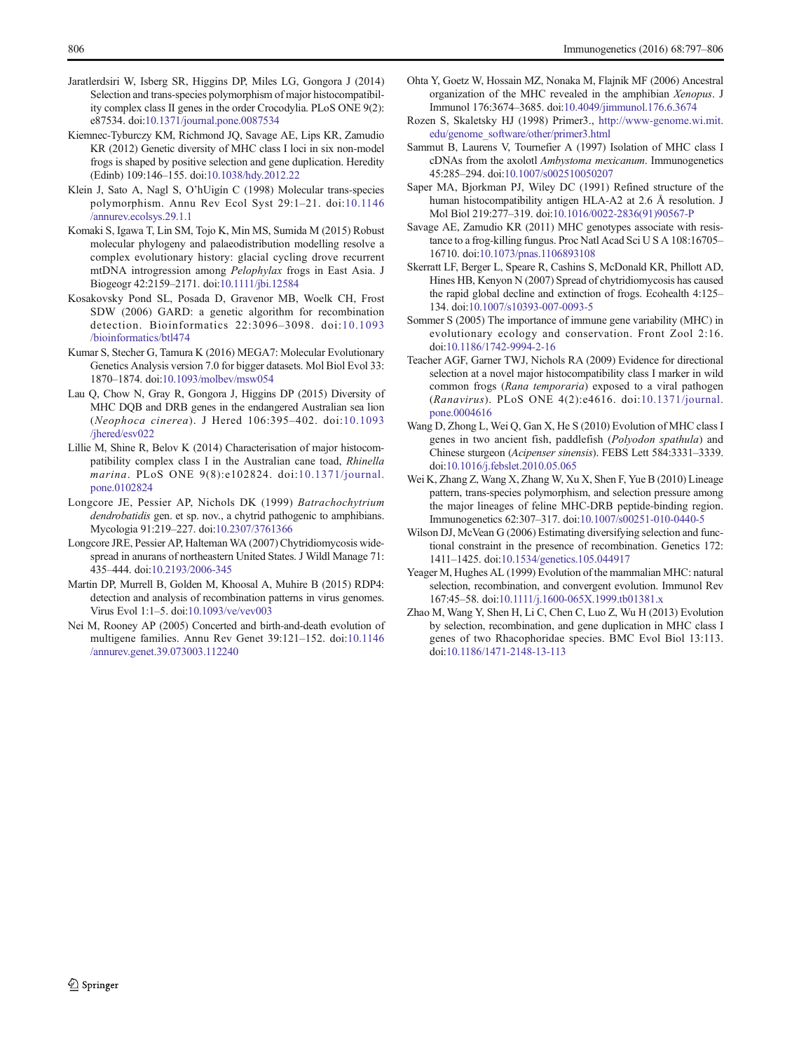Jaratlerdsiri W, Isberg SR, Higgins DP, Miles LG, Gongora J (2014) Selection and trans-species polymorphism of major histocompatibility complex class II genes in the order Crocodylia. PLoS ONE 9(2): e87534. doi:10.1371/journal.pone.0087534

Kiemnec-Tyburczy KM, Richmond JQ, Savage AE, Lips KR, Zamudio KR (2012) Genetic diversity of MHC class I loci in six non-model frogs is shaped by positive selection and gene duplication. Heredity (Edinb) 109:146–155. doi:10.1038/hdy.2012.22

Klein J, Sato A, Nagl S, O'hUigín C (1998) Molecular trans-species polymorphism. Annu Rev Ecol Syst 29:1–21. doi:10.1146/annurev.ecolsys.29.1.1

Komaki S, Igawa T, Lin SM, Tojo K, Min MS, Sumida M (2015) Robust molecular phylogeny and palaeodistribution modelling resolve a complex evolutionary history: glacial cycling drove recurrent mtDNA introgression among *Pelophylax* frogs in East Asia. J Biogeogr 42:2159–2171. doi:10.1111/jbi.12584

Kosakovsky Pond SL, Posada D, Gravenor MB, Woelk CH, Frost SDW (2006) GARD: a genetic algorithm for recombination detection. Bioinformatics 22:3096–3098. doi:10.1093/bioinformatics/btl474

Kumar S, Stecher G, Tamura K (2016) MEGA7: Molecular Evolutionary Genetics Analysis version 7.0 for bigger datasets. Mol Biol Evol 33: 1870–1874. doi:10.1093/molbev/msw054

Lau Q, Chow N, Gray R, Gongora J, Higgins DP (2015) Diversity of MHC DQB and DRB genes in the endangered Australian sea lion (*Neophoca cinerea*). J Hered 106:395–402. doi:10.1093/jhered/esv022

Lillie M, Shine R, Belov K (2014) Characterisation of major histocompatibility complex class I in the Australian cane toad, *Rhinella marina*. PLoS ONE 9(8):e102824. doi:10.1371/journal.pone.0102824

Longcore JE, Pessier AP, Nichols DK (1999) *Batrachochytrium dendrobatidis* gen. et sp. nov., a chytrid pathogenic to amphibians. Mycologia 91:219–227. doi:10.2307/3761366

Longcore JRE, Pessier AP, Halteman WA (2007) Chytridiomycosis widespread in anurans of northeastern United States. J Wildl Manage 71: 435–444. doi:10.2193/2006-345

Martin DP, Murrell B, Golden M, Khoosal A, Muhire B (2015) RDP4: detection and analysis of recombination patterns in virus genomes. Virus Evol 1:1–5. doi:10.1093/ve/vev003

Nei M, Rooney AP (2005) Concerted and birth-and-death evolution of multigene families. Annu Rev Genet 39:121–152. doi:10.1146/annurev.genet.39.073003.112240

Ohta Y, Goetz W, Hossain MZ, Nonaka M, Flajnik MF (2006) Ancestral organization of the MHC revealed in the amphibian *Xenopus*. J Immunol 176:3674–3685. doi:10.4049/jimmunol.176.6.3674

Rozen S, Skaletsky HJ (1998) Primer3., http://www-genome.wi.mit.edu/genome_software/other/primer3.html

Sammut B, Laurens V, Tournefier A (1997) Isolation of MHC class I cDNAs from the axolotl *Ambystoma mexicanum*. Immunogenetics 45:285–294. doi:10.1007/s002510050207

Saper MA, Bjorkman PJ, Wiley DC (1991) Refined structure of the human histocompatibility antigen HLA-A2 at 2.6 Å resolution. J Mol Biol 219:277–319. doi:10.1016/0022-2836(91)90567-P

Savage AE, Zamudio KR (2011) MHC genotypes associate with resistance to a frog-killing fungus. Proc Natl Acad Sci U S A 108:16705–16710. doi:10.1073/pnas.1106893108

Skerratt LF, Berger L, Speare R, Cashins S, McDonald KR, Phillott AD, Hines HB, Kenyon N (2007) Spread of chytridiomycosis has caused the rapid global decline and extinction of frogs. Ecohealth 4:125–134. doi:10.1007/s10393-007-0093-5

Sommer S (2005) The importance of immune gene variability (MHC) in evolutionary ecology and conservation. Front Zool 2:16. doi:10.1186/1742-9994-2-16

Teacher AGF, Garner TWJ, Nichols RA (2009) Evidence for directional selection at a novel major histocompatibility class I marker in wild common frogs (*Rana temporaria*) exposed to a viral pathogen (*Ranavirus*). PLoS ONE 4(2):e4616. doi:10.1371/journal.pone.0004616

Wang D, Zhong L, Wei Q, Gan X, He S (2010) Evolution of MHC class I genes in two ancient fish, paddlefish (*Polyodon spathula*) and Chinese sturgeon (*Acipenser sinensis*). FEBS Lett 584:3331–3339. doi:10.1016/j.febslet.2010.05.065

Wei K, Zhang Z, Wang X, Zhang W, Xu X, Shen F, Yue B (2010) Lineage pattern, trans-species polymorphism, and selection pressure among the major lineages of feline MHC-DRB peptide-binding region. Immunogenetics 62:307–317. doi:10.1007/s00251-010-0440-5

Wilson DJ, McVean G (2006) Estimating diversifying selection and functional constraint in the presence of recombination. Genetics 172: 1411–1425. doi:10.1534/genetics.105.044917

Yeager M, Hughes AL (1999) Evolution of the mammalian MHC: natural selection, recombination, and convergent evolution. Immunol Rev 167:45–58. doi:10.1111/j.1600-065X.1999.tb01381.x

Zhao M, Wang Y, Shen H, Li C, Chen C, Luo Z, Wu H (2013) Evolution by selection, recombination, and gene duplication in MHC class I genes of two Rhacophoridae species. BMC Evol Biol 13:113. doi:10.1186/1471-2148-13-113